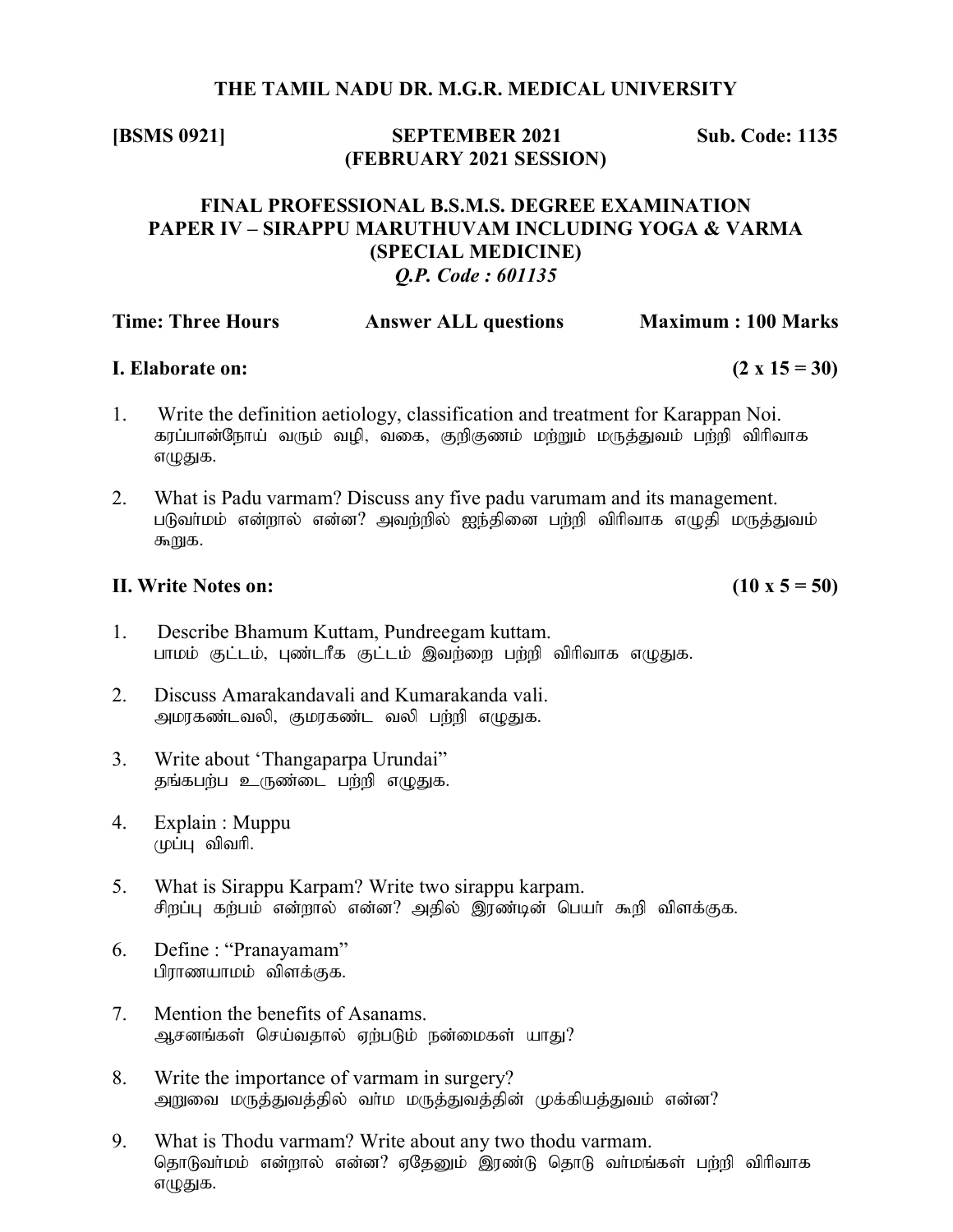**THE TAMIL NADU DR. M.G.R. MEDICAL UNIVERSITY**

**[BSMS 0921]** **SEPTEMBER 2021** **Sub. Code: 1135**
**(FEBRUARY 2021 SESSION)**

**FINAL PROFESSIONAL B.S.M.S. DEGREE EXAMINATION**
**PAPER IV – SIRAPPU MARUTHUVAM INCLUDING YOGA & VARMA**
**(SPECIAL MEDICINE)**
***Q.P. Code : 601135***

**Time: Three Hours** **Answer ALL questions** **Maximum : 100 Marks**

**I. Elaborate on:** **(2 x 15 = 30)**

1. Write the definition aetiology, classification and treatment for Karappan Noi.
   கரப்பான்நோய் வரும் வழி, வகை, குறிகுணம் மற்றும் மருத்துவம் பற்றி விரிவாக எழுதுக.

2. What is Padu varmam? Discuss any five padu varumam and its management.
   படுவர்மம் என்றால் என்ன? அவற்றில் ஐந்தினை பற்றி விரிவாக எழுதி மருத்துவம் கூறுக.

**II. Write Notes on:** **(10 x 5 = 50)**

1. Describe Bhamum Kuttam, Pundreegam kuttam.
   பாமம் குட்டம், புண்டரீக குட்டம் இவற்றை பற்றி விரிவாக எழுதுக.

2. Discuss Amarakandavali and Kumarakanda vali.
   அமரகண்டவலி, குமரகண்ட வலி பற்றி எழுதுக.

3. Write about 'Thangaparpa Urundai"
   தங்கபற்ப உருண்டை பற்றி எழுதுக.

4. Explain : Muppu
   முப்பு விவரி.

5. What is Sirappu Karpam? Write two sirappu karpam.
   சிறப்பு கற்பம் என்றால் என்ன? அதில் இரண்டின் பெயர் கூறி விளக்குக.

6. Define : "Pranayamam"
   பிராணயாமம் விளக்குக.

7. Mention the benefits of Asanams.
   ஆசனங்கள் செய்வதால் ஏற்படும் நன்மைகள் யாது?

8. Write the importance of varmam in surgery?
   அறுவை மருத்துவத்தில் வர்ம மருத்துவத்தின் முக்கியத்துவம் என்ன?

9. What is Thodu varmam? Write about any two thodu varmam.
   தொடுவர்மம் என்றால் என்ன? ஏதேனும் இரண்டு தொடு வர்மங்கள் பற்றி விரிவாக எழுதுக.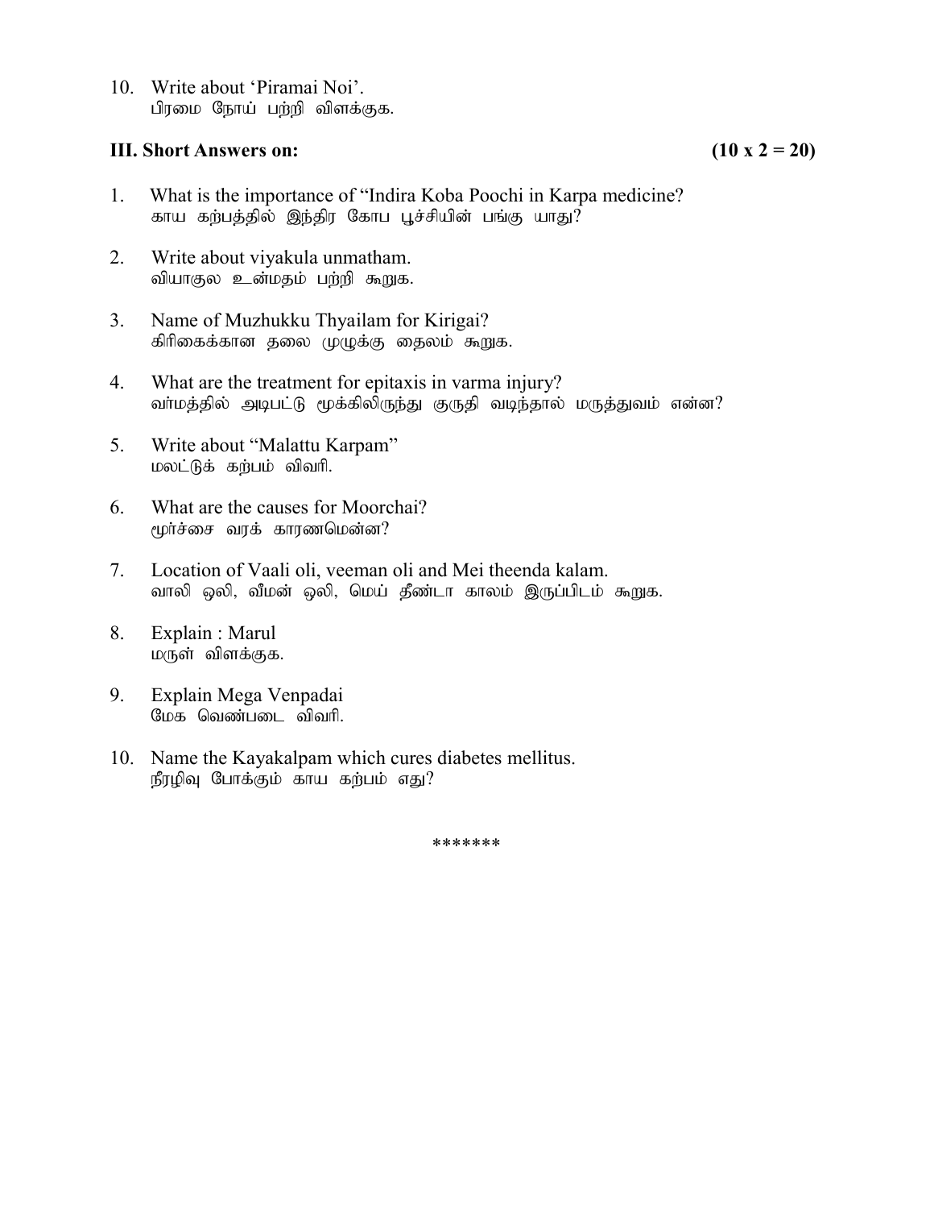10. Write about ‘Piramai Noi’.
    பிரமை நோய் பற்றி விளக்குக.

**III. Short Answers on:** **(10 x 2 = 20)**

1. What is the importance of “Indira Koba Poochi in Karpa medicine?
   காய கற்பத்தில் இந்திர கோப பூச்சியின் பங்கு யாது?

2. Write about viyakula unmatham.
   வியாகுல உன்மதம் பற்றி கூறுக.

3. Name of Muzhukku Thyailam for Kirigai?
   கிரிகைக்கான தலை முழுக்கு தைலம் கூறுக.

4. What are the treatment for epitaxis in varma injury?
   வர்மத்தில் அடிபட்டு மூக்கிலிருந்து குருதி வடிந்தால் மருத்துவம் என்ன?

5. Write about “Malattu Karpam”
   மலட்டுக் கற்பம் விவரி.

6. What are the causes for Moorchai?
   மூர்ச்சை வரக் காரணமென்ன?

7. Location of Vaali oli, veeman oli and Mei theenda kalam.
   வாலி ஒலி, வீமன் ஒலி, மெய் தீண்டா காலம் இருப்பிடம் கூறுக.

8. Explain : Marul
   மருள் விளக்குக.

9. Explain Mega Venpadai
   மேக வெண்படை விவரி.

10. Name the Kayakalpam which cures diabetes mellitus.
    நீரழிவு போக்கும் காய கற்பம் எது?

*******